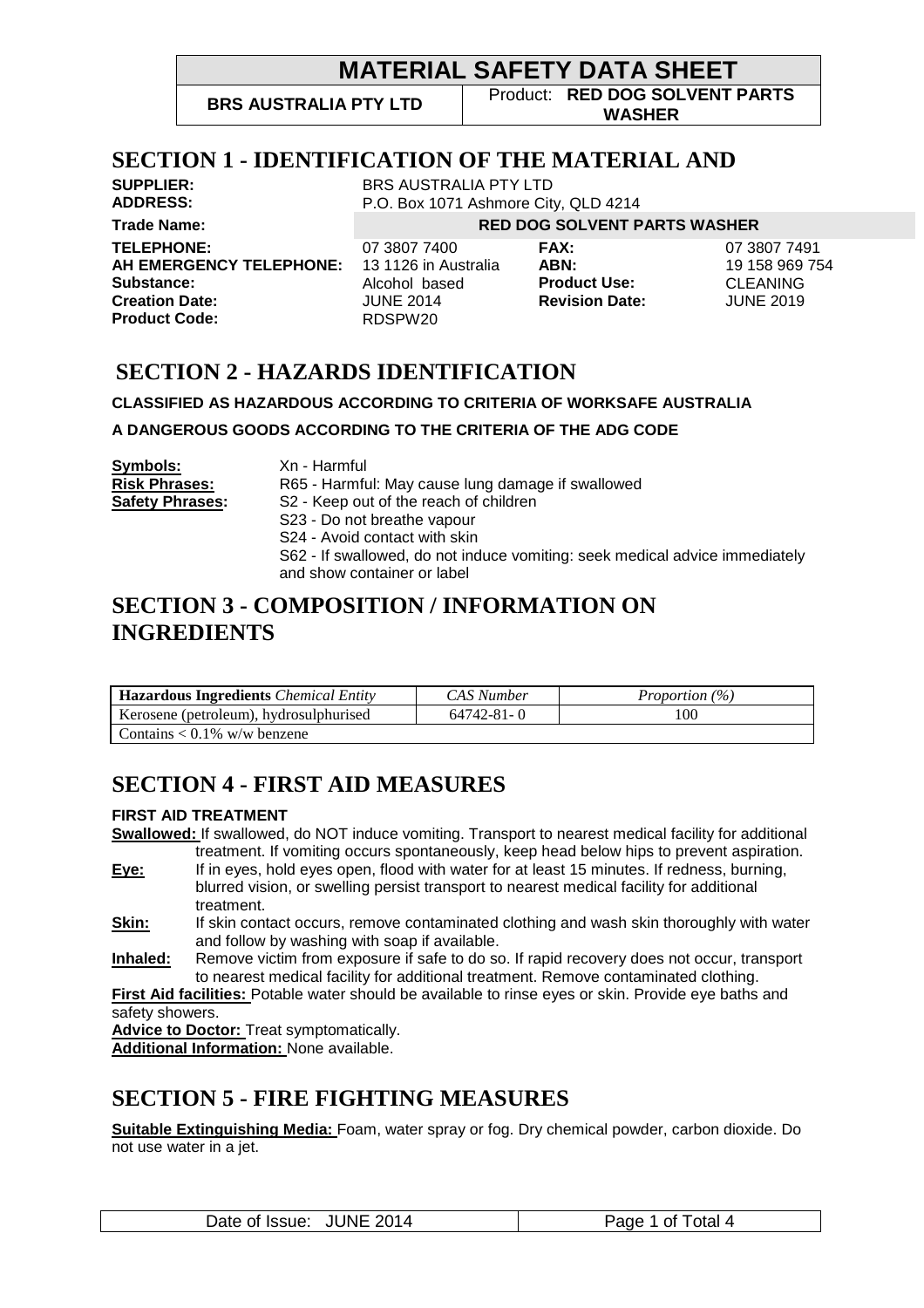# MATERIAL SAFETY DATA SHEET

| BRS AUSTRALIA PTY LTD | Product: **RED DOG SOLVENT PARTS WASHER** |
|---|---|

## SECTION 1 - IDENTIFICATION OF THE MATERIAL AND

**SUPPLIER:** BRS AUSTRALIA PTY LTD
**ADDRESS:** P.O. Box 1071 Ashmore City, QLD 4214

**Trade Name:** **RED DOG SOLVENT PARTS WASHER**

| | | | |
|---|---|---|---|
| **TELEPHONE:** | 07 3807 7400 | **FAX:** | 07 3807 7491 |
| **AH EMERGENCY TELEPHONE:** | 13 1126 in Australia | **ABN:** | 19 158 969 754 |
| **Substance:** | Alcohol based | **Product Use:** | CLEANING |
| **Creation Date:** | JUNE 2014 | **Revision Date:** | JUNE 2019 |
| **Product Code:** | RDSPW20 | | |

## SECTION 2 - HAZARDS IDENTIFICATION

**CLASSIFIED AS HAZARDOUS ACCORDING TO CRITERIA OF WORKSAFE AUSTRALIA**

**A DANGEROUS GOODS ACCORDING TO THE CRITERIA OF THE ADG CODE**

**Symbols:** Xn - Harmful

**Risk Phrases:** R65 - Harmful: May cause lung damage if swallowed

**Safety Phrases:**
- S2 - Keep out of the reach of children
- S23 - Do not breathe vapour
- S24 - Avoid contact with skin
- S62 - If swallowed, do not induce vomiting: seek medical advice immediately and show container or label

## SECTION 3 - COMPOSITION / INFORMATION ON INGREDIENTS

| **Hazardous Ingredients** *Chemical Entity* | *CAS Number* | *Proportion (%)* |
|---|---|---|
| Kerosene (petroleum), hydrosulphurised | 64742-81- 0 | 100 |
| Contains < 0.1% w/w benzene | | |

## SECTION 4 - FIRST AID MEASURES

**FIRST AID TREATMENT**

**Swallowed:** If swallowed, do NOT induce vomiting. Transport to nearest medical facility for additional treatment. If vomiting occurs spontaneously, keep head below hips to prevent aspiration.

**Eye:** If in eyes, hold eyes open, flood with water for at least 15 minutes. If redness, burning, blurred vision, or swelling persist transport to nearest medical facility for additional treatment.

**Skin:** If skin contact occurs, remove contaminated clothing and wash skin thoroughly with water and follow by washing with soap if available.

**Inhaled:** Remove victim from exposure if safe to do so. If rapid recovery does not occur, transport to nearest medical facility for additional treatment. Remove contaminated clothing.

**First Aid facilities:** Potable water should be available to rinse eyes or skin. Provide eye baths and safety showers.

**Advice to Doctor:** Treat symptomatically.

**Additional Information:** None available.

## SECTION 5 - FIRE FIGHTING MEASURES

**Suitable Extinguishing Media:** Foam, water spray or fog. Dry chemical powder, carbon dioxide. Do not use water in a jet.

Date of Issue: JUNE 2014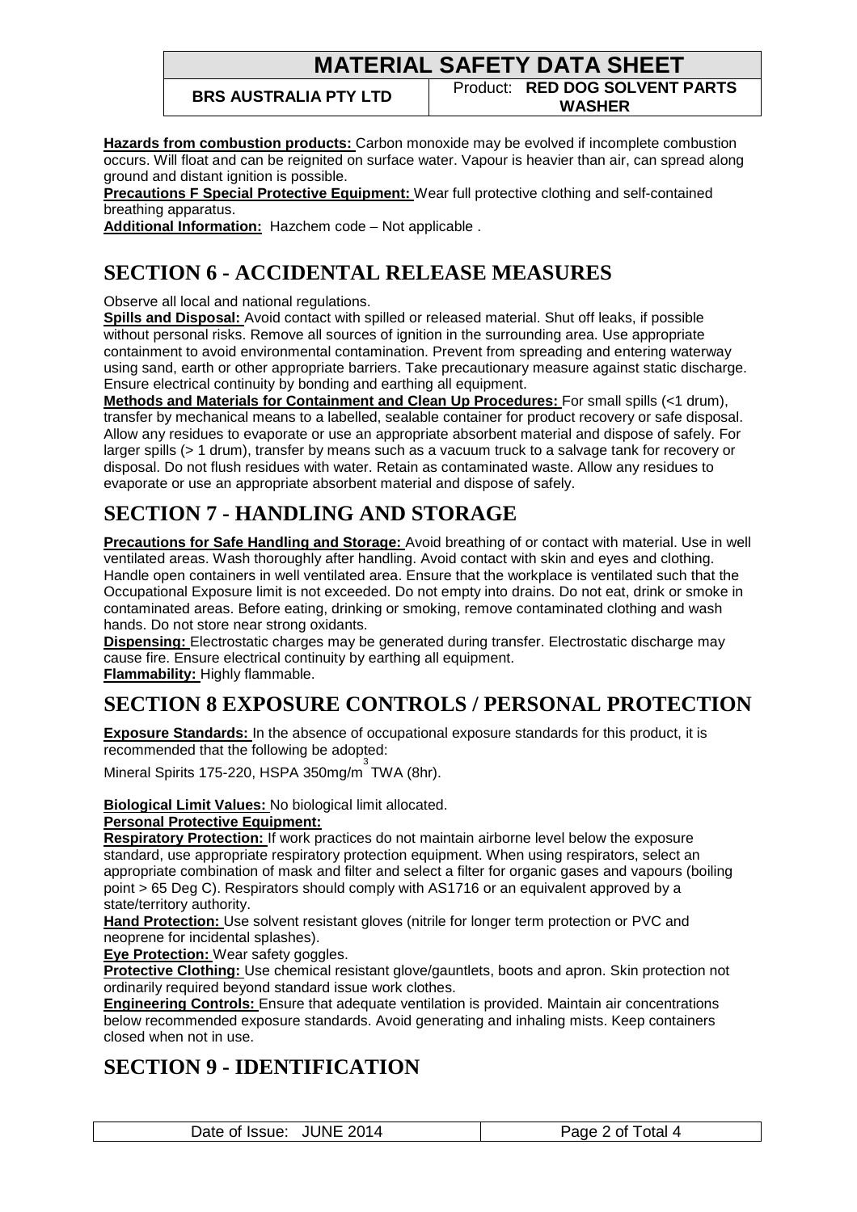**Hazards from combustion products:** Carbon monoxide may be evolved if incomplete combustion occurs. Will float and can be reignited on surface water. Vapour is heavier than air, can spread along ground and distant ignition is possible.

**Precautions F Special Protective Equipment:** Wear full protective clothing and self-contained breathing apparatus.

**Additional Information:** Hazchem code – Not applicable .

# SECTION 6 - ACCIDENTAL RELEASE MEASURES

Observe all local and national regulations.

**Spills and Disposal:** Avoid contact with spilled or released material. Shut off leaks, if possible without personal risks. Remove all sources of ignition in the surrounding area. Use appropriate containment to avoid environmental contamination. Prevent from spreading and entering waterway using sand, earth or other appropriate barriers. Take precautionary measure against static discharge. Ensure electrical continuity by bonding and earthing all equipment.

**Methods and Materials for Containment and Clean Up Procedures:** For small spills (<1 drum), transfer by mechanical means to a labelled, sealable container for product recovery or safe disposal. Allow any residues to evaporate or use an appropriate absorbent material and dispose of safely. For larger spills (> 1 drum), transfer by means such as a vacuum truck to a salvage tank for recovery or disposal. Do not flush residues with water. Retain as contaminated waste. Allow any residues to evaporate or use an appropriate absorbent material and dispose of safely.

# SECTION 7 - HANDLING AND STORAGE

**Precautions for Safe Handling and Storage:** Avoid breathing of or contact with material. Use in well ventilated areas. Wash thoroughly after handling. Avoid contact with skin and eyes and clothing. Handle open containers in well ventilated area. Ensure that the workplace is ventilated such that the Occupational Exposure limit is not exceeded. Do not empty into drains. Do not eat, drink or smoke in contaminated areas. Before eating, drinking or smoking, remove contaminated clothing and wash hands. Do not store near strong oxidants.

**Dispensing:** Electrostatic charges may be generated during transfer. Electrostatic discharge may cause fire. Ensure electrical continuity by earthing all equipment.

**Flammability:** Highly flammable.

# SECTION 8 EXPOSURE CONTROLS / PERSONAL PROTECTION

**Exposure Standards:** In the absence of occupational exposure standards for this product, it is recommended that the following be adopted:

Mineral Spirits 175-220, HSPA 350mg/m$^3$ TWA (8hr).

**Biological Limit Values:** No biological limit allocated.

**Personal Protective Equipment:**

**Respiratory Protection:** If work practices do not maintain airborne level below the exposure standard, use appropriate respiratory protection equipment. When using respirators, select an appropriate combination of mask and filter and select a filter for organic gases and vapours (boiling point > 65 Deg C). Respirators should comply with AS1716 or an equivalent approved by a state/territory authority.

**Hand Protection:** Use solvent resistant gloves (nitrile for longer term protection or PVC and neoprene for incidental splashes).

**Eye Protection:** Wear safety goggles.

**Protective Clothing:** Use chemical resistant glove/gauntlets, boots and apron. Skin protection not ordinarily required beyond standard issue work clothes.

**Engineering Controls:** Ensure that adequate ventilation is provided. Maintain air concentrations below recommended exposure standards. Avoid generating and inhaling mists. Keep containers closed when not in use.

# SECTION 9 - IDENTIFICATION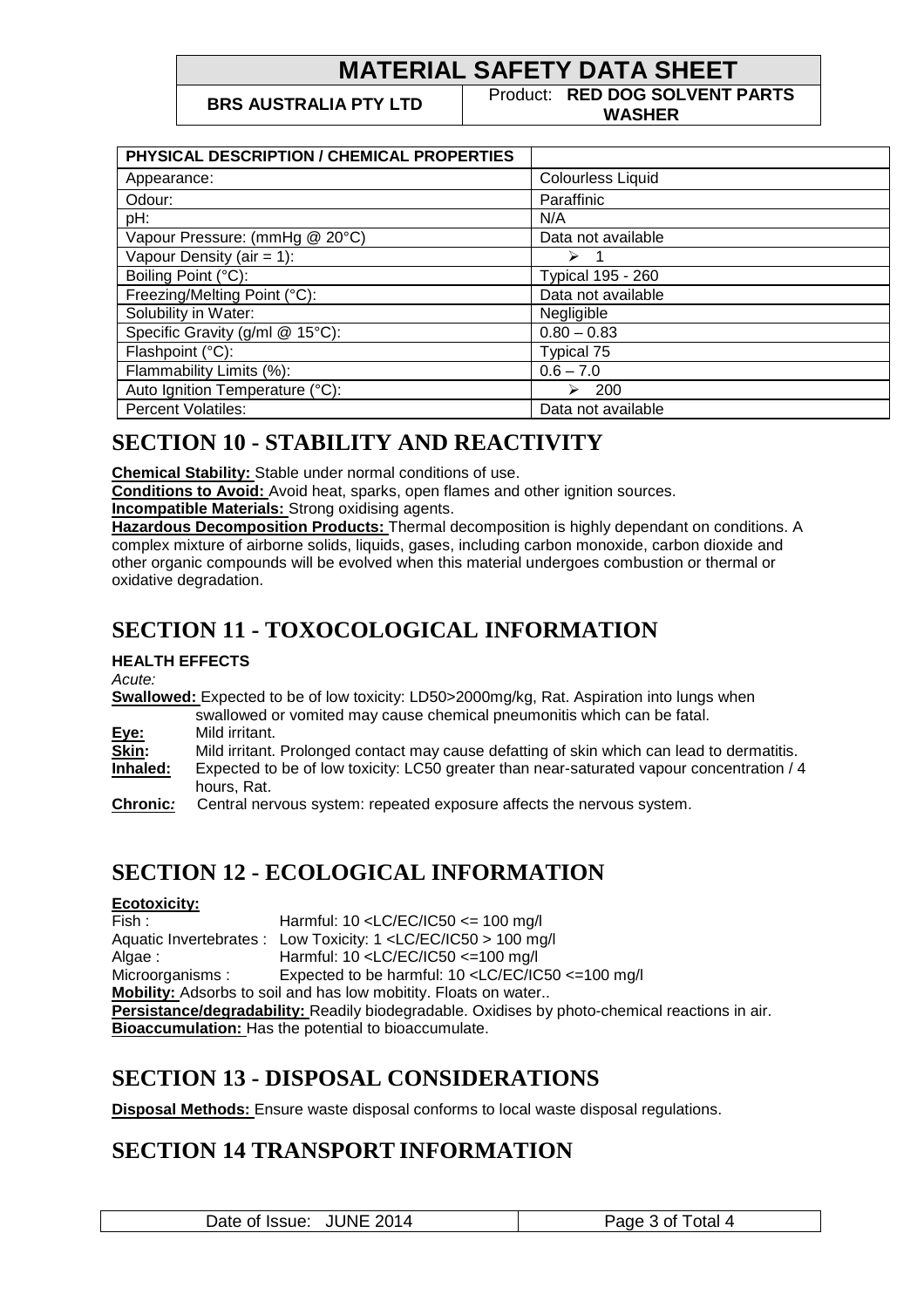| PHYSICAL DESCRIPTION / CHEMICAL PROPERTIES | |
|---|---|
| Appearance: | Colourless Liquid |
| Odour: | Paraffinic |
| pH: | N/A |
| Vapour Pressure: (mmHg @ 20°C) | Data not available |
| Vapour Density (air = 1): | ➢ 1 |
| Boiling Point (°C): | Typical 195 - 260 |
| Freezing/Melting Point (°C): | Data not available |
| Solubility in Water: | Negligible |
| Specific Gravity (g/ml @ 15°C): | 0.80 – 0.83 |
| Flashpoint (°C): | Typical 75 |
| Flammability Limits (%): | 0.6 – 7.0 |
| Auto Ignition Temperature (°C): | ➢ 200 |
| Percent Volatiles: | Data not available |

# SECTION 10 - STABILITY AND REACTIVITY

**Chemical Stability:** Stable under normal conditions of use.
**Conditions to Avoid:** Avoid heat, sparks, open flames and other ignition sources.
**Incompatible Materials:** Strong oxidising agents.
**Hazardous Decomposition Products:** Thermal decomposition is highly dependant on conditions. A complex mixture of airborne solids, liquids, gases, including carbon monoxide, carbon dioxide and other organic compounds will be evolved when this material undergoes combustion or thermal or oxidative degradation.

# SECTION 11 - TOXOCOLOGICAL INFORMATION

**HEALTH EFFECTS**

*Acute:*

**Swallowed:** Expected to be of low toxicity: LD50>2000mg/kg, Rat. Aspiration into lungs when swallowed or vomited may cause chemical pneumonitis which can be fatal.
**Eye:** Mild irritant.
**Skin:** Mild irritant. Prolonged contact may cause defatting of skin which can lead to dermatitis.
**Inhaled:** Expected to be of low toxicity: LC50 greater than near-saturated vapour concentration / 4 hours, Rat.
**Chronic:** Central nervous system: repeated exposure affects the nervous system.

# SECTION 12 - ECOLOGICAL INFORMATION

**Ecotoxicity:**
Fish : Harmful: 10 <LC/EC/IC50 <= 100 mg/l
Aquatic Invertebrates : Low Toxicity: 1 <LC/EC/IC50 > 100 mg/l
Algae : Harmful: 10 <LC/EC/IC50 <=100 mg/l
Microorganisms : Expected to be harmful: 10 <LC/EC/IC50 <=100 mg/l
**Mobility:** Adsorbs to soil and has low mobitity. Floats on water..
**Persistance/degradability:** Readily biodegradable. Oxidises by photo-chemical reactions in air.
**Bioaccumulation:** Has the potential to bioaccumulate.

# SECTION 13 - DISPOSAL CONSIDERATIONS

**Disposal Methods:** Ensure waste disposal conforms to local waste disposal regulations.

# SECTION 14 TRANSPORT INFORMATION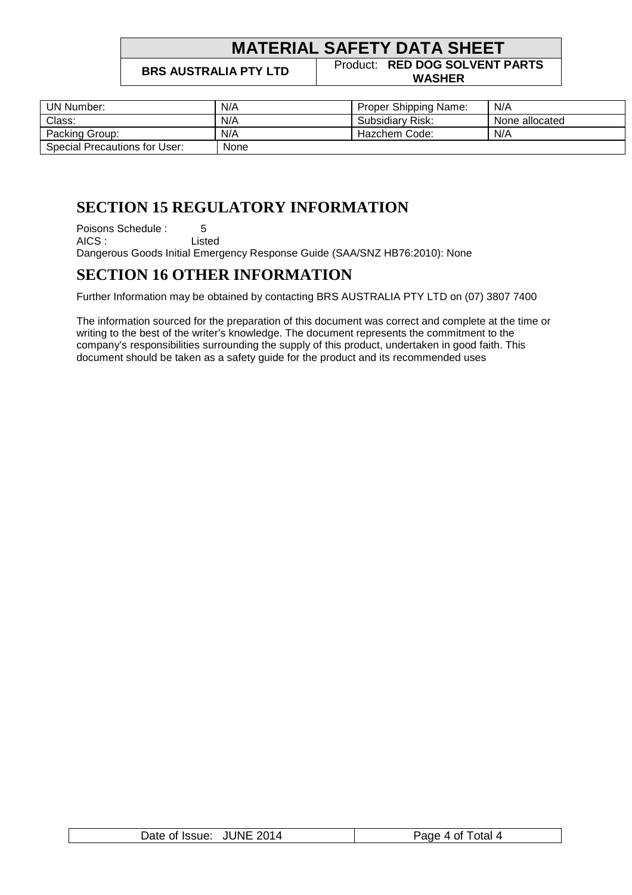| | | | |
|---|---|---|---|
| UN Number: | N/A | Proper Shipping Name: | N/A |
| Class: | N/A | Subsidiary Risk: | None allocated |
| Packing Group: | N/A | Hazchem Code: | N/A |
| Special Precautions for User: | None | | |

## SECTION 15 REGULATORY INFORMATION

Poisons Schedule : 5
AICS : Listed
Dangerous Goods Initial Emergency Response Guide (SAA/SNZ HB76:2010): None

## SECTION 16 OTHER INFORMATION

Further Information may be obtained by contacting BRS AUSTRALIA PTY LTD on (07) 3807 7400

The information sourced for the preparation of this document was correct and complete at the time or writing to the best of the writer's knowledge. The document represents the commitment to the company's responsibilities surrounding the supply of this product, undertaken in good faith. This document should be taken as a safety guide for the product and its recommended uses